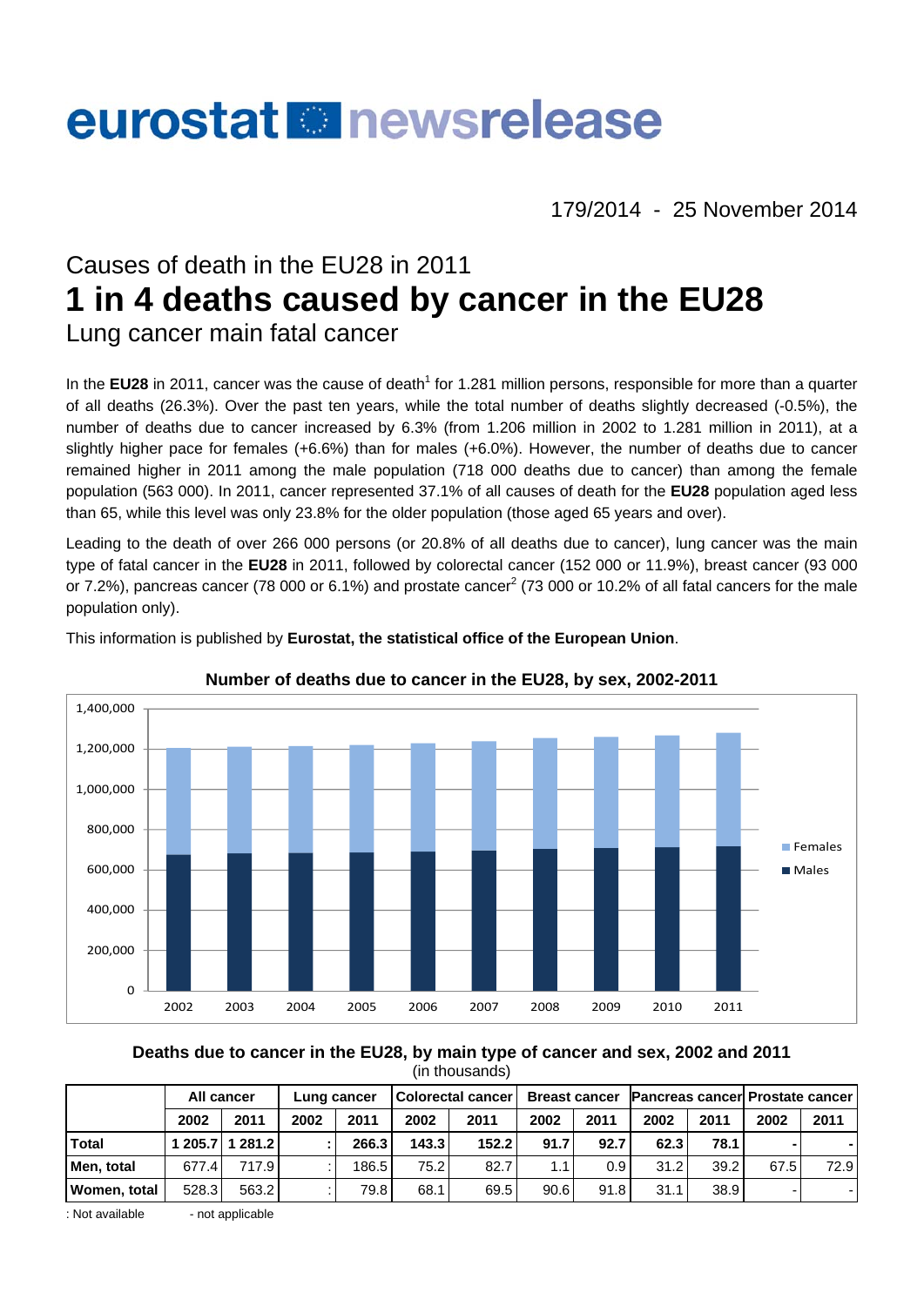# eurostat newsrelease

179/2014 - 25 November 2014

## Causes of death in the EU28 in 2011

# 1 in 4 deaths caused by cancer in the EU28

## Lung cancer main fatal cancer

In the **EU28** in 2011, cancer was the cause of death[1] for 1.281 million persons, responsible for more than a quarter of all deaths (26.3%). Over the past ten years, while the total number of deaths slightly decreased (-0.5%), the number of deaths due to cancer increased by 6.3% (from 1.206 million in 2002 to 1.281 million in 2011), at a slightly higher pace for females (+6.6%) than for males (+6.0%). However, the number of deaths due to cancer remained higher in 2011 among the male population (718 000 deaths due to cancer) than among the female population (563 000). In 2011, cancer represented 37.1% of all causes of death for the **EU28** population aged less than 65, while this level was only 23.8% for the older population (those aged 65 years and over).

Leading to the death of over 266 000 persons (or 20.8% of all deaths due to cancer), lung cancer was the main type of fatal cancer in the **EU28** in 2011, followed by colorectal cancer (152 000 or 11.9%), breast cancer (93 000 or 7.2%), pancreas cancer (78 000 or 6.1%) and prostate cancer[2] (73 000 or 10.2% of all fatal cancers for the male population only).

This information is published by **Eurostat, the statistical office of the European Union**.

**Number of deaths due to cancer in the EU28, by sex, 2002-2011**

**Deaths due to cancer in the EU28, by main type of cancer and sex, 2002 and 2011**
(in thousands)

| | All cancer | | Lung cancer | | Colorectal cancer | | Breast cancer | | Pancreas cancer | | Prostate cancer | |
|---|---|---|---|---|---|---|---|---|---|---|---|---|
| | 2002 | 2011 | 2002 | 2011 | 2002 | 2011 | 2002 | 2011 | 2002 | 2011 | 2002 | 2011 |
| **Total** | **1 205.7** | **1 281.2** | **:** | **266.3** | **143.3** | **152.2** | **91.7** | **92.7** | **62.3** | **78.1** | **-** | **-** |
| **Men, total** | 677.4 | 717.9 | : | 186.5 | 75.2 | 82.7 | 1.1 | 0.9 | 31.2 | 39.2 | 67.5 | 72.9 |
| **Women, total** | 528.3 | 563.2 | : | 79.8 | 68.1 | 69.5 | 90.6 | 91.8 | 31.1 | 38.9 | - | - |

: Not available - not applicable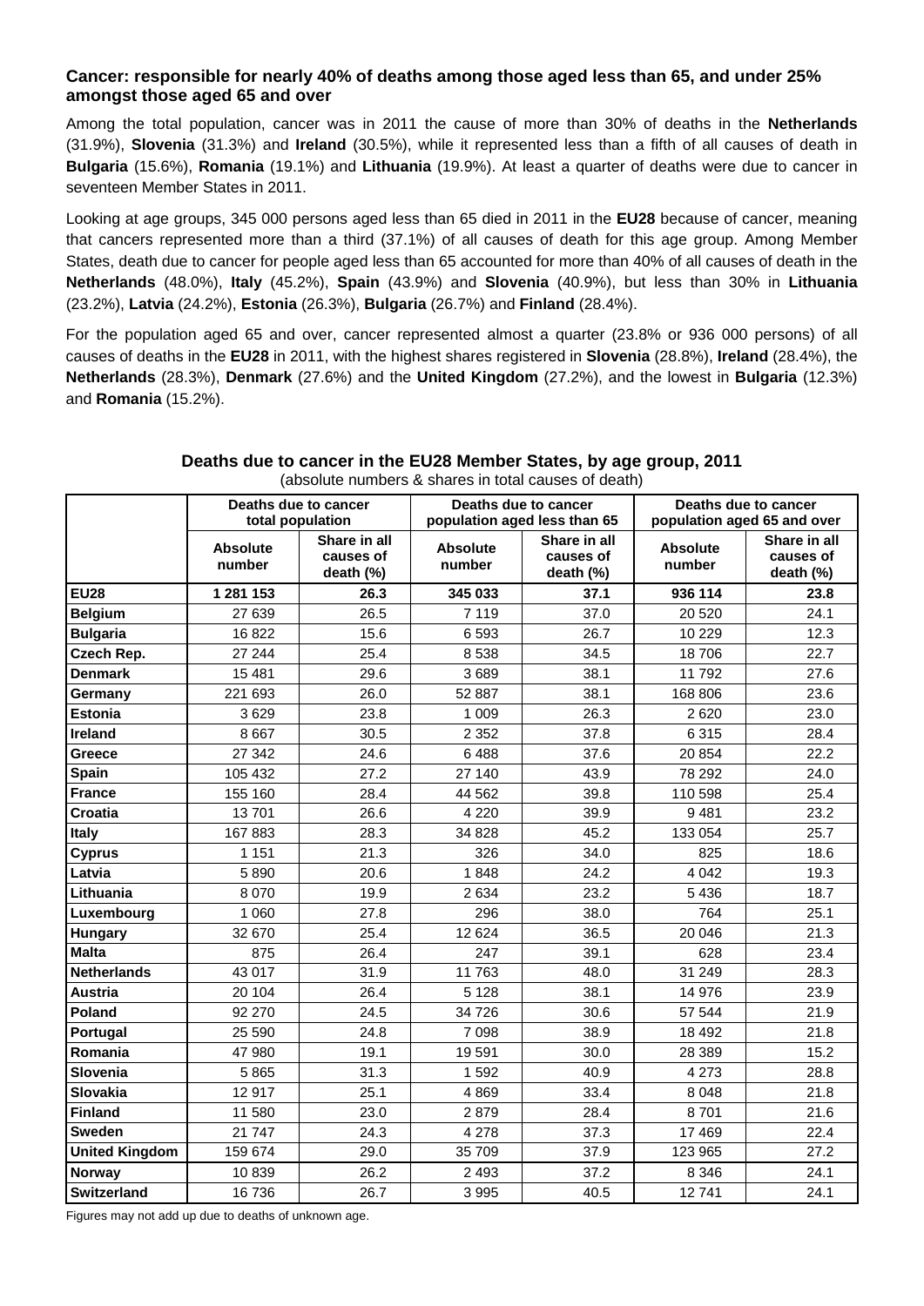### Cancer: responsible for nearly 40% of deaths among those aged less than 65, and under 25% amongst those aged 65 and over

Among the total population, cancer was in 2011 the cause of more than 30% of deaths in the **Netherlands** (31.9%), **Slovenia** (31.3%) and **Ireland** (30.5%), while it represented less than a fifth of all causes of death in **Bulgaria** (15.6%), **Romania** (19.1%) and **Lithuania** (19.9%). At least a quarter of deaths were due to cancer in seventeen Member States in 2011.

Looking at age groups, 345 000 persons aged less than 65 died in 2011 in the **EU28** because of cancer, meaning that cancers represented more than a third (37.1%) of all causes of death for this age group. Among Member States, death due to cancer for people aged less than 65 accounted for more than 40% of all causes of death in the **Netherlands** (48.0%), **Italy** (45.2%), **Spain** (43.9%) and **Slovenia** (40.9%), but less than 30% in **Lithuania** (23.2%), **Latvia** (24.2%), **Estonia** (26.3%), **Bulgaria** (26.7%) and **Finland** (28.4%).

For the population aged 65 and over, cancer represented almost a quarter (23.8% or 936 000 persons) of all causes of deaths in the **EU28** in 2011, with the highest shares registered in **Slovenia** (28.8%), **Ireland** (28.4%), the **Netherlands** (28.3%), **Denmark** (27.6%) and the **United Kingdom** (27.2%), and the lowest in **Bulgaria** (12.3%) and **Romania** (15.2%).

**Deaths due to cancer in the EU28 Member States, by age group, 2011**
(absolute numbers & shares in total causes of death)

| | Deaths due to cancer total population | | Deaths due to cancer population aged less than 65 | | Deaths due to cancer population aged 65 and over | |
|---|---|---|---|---|---|---|
| | Absolute number | Share in all causes of death (%) | Absolute number | Share in all causes of death (%) | Absolute number | Share in all causes of death (%) |
| **EU28** | **1 281 153** | **26.3** | **345 033** | **37.1** | **936 114** | **23.8** |
| **Belgium** | 27 639 | 26.5 | 7 119 | 37.0 | 20 520 | 24.1 |
| **Bulgaria** | 16 822 | 15.6 | 6 593 | 26.7 | 10 229 | 12.3 |
| **Czech Rep.** | 27 244 | 25.4 | 8 538 | 34.5 | 18 706 | 22.7 |
| **Denmark** | 15 481 | 29.6 | 3 689 | 38.1 | 11 792 | 27.6 |
| **Germany** | 221 693 | 26.0 | 52 887 | 38.1 | 168 806 | 23.6 |
| **Estonia** | 3 629 | 23.8 | 1 009 | 26.3 | 2 620 | 23.0 |
| **Ireland** | 8 667 | 30.5 | 2 352 | 37.8 | 6 315 | 28.4 |
| **Greece** | 27 342 | 24.6 | 6 488 | 37.6 | 20 854 | 22.2 |
| **Spain** | 105 432 | 27.2 | 27 140 | 43.9 | 78 292 | 24.0 |
| **France** | 155 160 | 28.4 | 44 562 | 39.8 | 110 598 | 25.4 |
| **Croatia** | 13 701 | 26.6 | 4 220 | 39.9 | 9 481 | 23.2 |
| **Italy** | 167 883 | 28.3 | 34 828 | 45.2 | 133 054 | 25.7 |
| **Cyprus** | 1 151 | 21.3 | 326 | 34.0 | 825 | 18.6 |
| **Latvia** | 5 890 | 20.6 | 1 848 | 24.2 | 4 042 | 19.3 |
| **Lithuania** | 8 070 | 19.9 | 2 634 | 23.2 | 5 436 | 18.7 |
| **Luxembourg** | 1 060 | 27.8 | 296 | 38.0 | 764 | 25.1 |
| **Hungary** | 32 670 | 25.4 | 12 624 | 36.5 | 20 046 | 21.3 |
| **Malta** | 875 | 26.4 | 247 | 39.1 | 628 | 23.4 |
| **Netherlands** | 43 017 | 31.9 | 11 763 | 48.0 | 31 249 | 28.3 |
| **Austria** | 20 104 | 26.4 | 5 128 | 38.1 | 14 976 | 23.9 |
| **Poland** | 92 270 | 24.5 | 34 726 | 30.6 | 57 544 | 21.9 |
| **Portugal** | 25 590 | 24.8 | 7 098 | 38.9 | 18 492 | 21.8 |
| **Romania** | 47 980 | 19.1 | 19 591 | 30.0 | 28 389 | 15.2 |
| **Slovenia** | 5 865 | 31.3 | 1 592 | 40.9 | 4 273 | 28.8 |
| **Slovakia** | 12 917 | 25.1 | 4 869 | 33.4 | 8 048 | 21.8 |
| **Finland** | 11 580 | 23.0 | 2 879 | 28.4 | 8 701 | 21.6 |
| **Sweden** | 21 747 | 24.3 | 4 278 | 37.3 | 17 469 | 22.4 |
| **United Kingdom** | 159 674 | 29.0 | 35 709 | 37.9 | 123 965 | 27.2 |
| **Norway** | 10 839 | 26.2 | 2 493 | 37.2 | 8 346 | 24.1 |
| **Switzerland** | 16 736 | 26.7 | 3 995 | 40.5 | 12 741 | 24.1 |

Figures may not add up due to deaths of unknown age.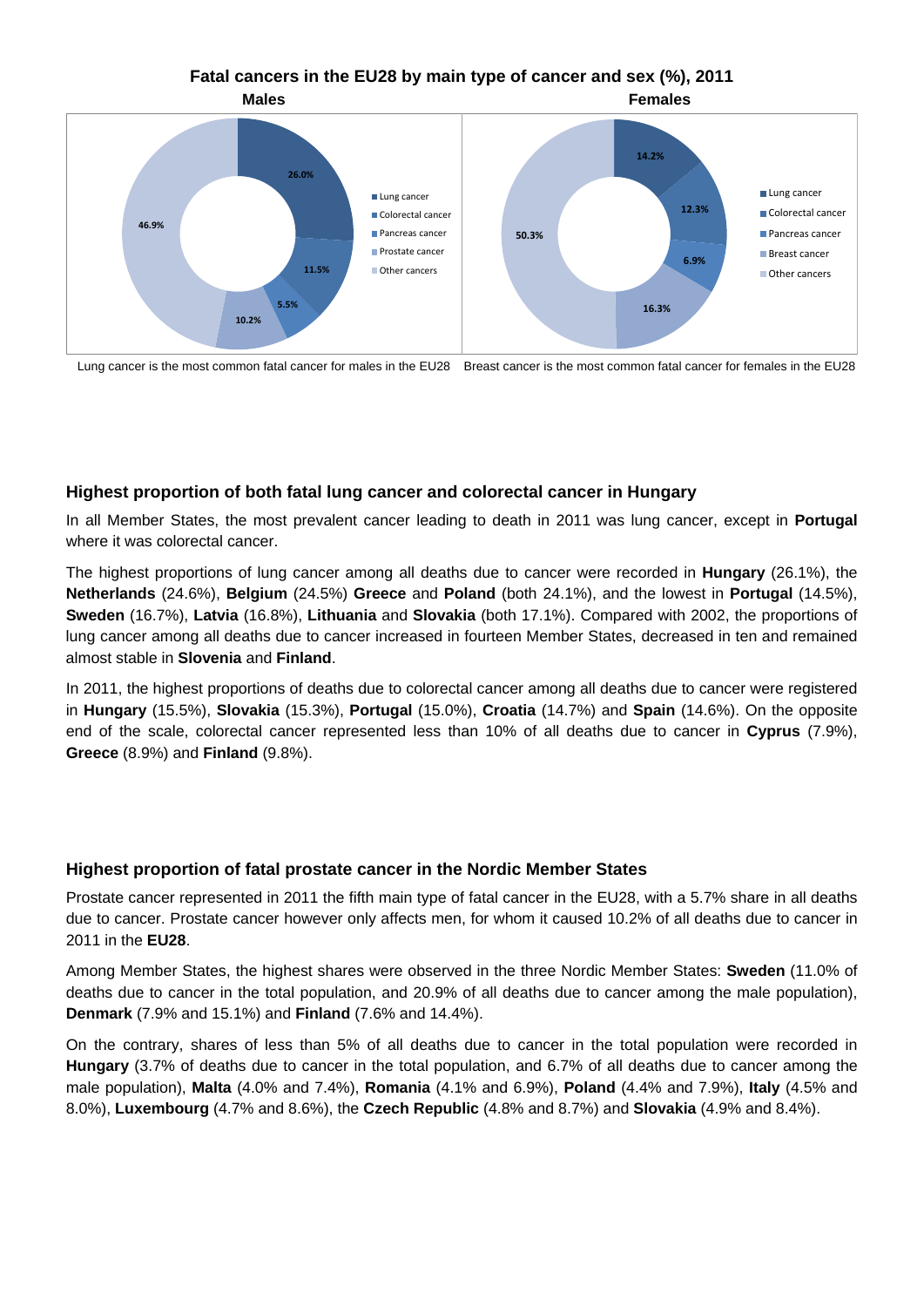**Fatal cancers in the EU28 by main type of cancer and sex (%), 2011**

| Males | % | Females | % |
|---|---|---|---|
| Lung cancer | 26.0% | Lung cancer | 14.2% |
| Colorectal cancer | 11.5% | Colorectal cancer | 12.3% |
| Pancreas cancer | 5.5% | Pancreas cancer | 6.9% |
| Prostate cancer | 10.2% | Breast cancer | 16.3% |
| Other cancers | 46.9% | Other cancers | 50.3% |

Lung cancer is the most common fatal cancer for males in the EU28 Breast cancer is the most common fatal cancer for females in the EU28

### Highest proportion of both fatal lung cancer and colorectal cancer in Hungary

In all Member States, the most prevalent cancer leading to death in 2011 was lung cancer, except in **Portugal** where it was colorectal cancer.

The highest proportions of lung cancer among all deaths due to cancer were recorded in **Hungary** (26.1%), the **Netherlands** (24.6%), **Belgium** (24.5%) **Greece** and **Poland** (both 24.1%), and the lowest in **Portugal** (14.5%), **Sweden** (16.7%), **Latvia** (16.8%), **Lithuania** and **Slovakia** (both 17.1%). Compared with 2002, the proportions of lung cancer among all deaths due to cancer increased in fourteen Member States, decreased in ten and remained almost stable in **Slovenia** and **Finland**.

In 2011, the highest proportions of deaths due to colorectal cancer among all deaths due to cancer were registered in **Hungary** (15.5%), **Slovakia** (15.3%), **Portugal** (15.0%), **Croatia** (14.7%) and **Spain** (14.6%). On the opposite end of the scale, colorectal cancer represented less than 10% of all deaths due to cancer in **Cyprus** (7.9%), **Greece** (8.9%) and **Finland** (9.8%).

### Highest proportion of fatal prostate cancer in the Nordic Member States

Prostate cancer represented in 2011 the fifth main type of fatal cancer in the EU28, with a 5.7% share in all deaths due to cancer. Prostate cancer however only affects men, for whom it caused 10.2% of all deaths due to cancer in 2011 in the **EU28**.

Among Member States, the highest shares were observed in the three Nordic Member States: **Sweden** (11.0% of deaths due to cancer in the total population, and 20.9% of all deaths due to cancer among the male population), **Denmark** (7.9% and 15.1%) and **Finland** (7.6% and 14.4%).

On the contrary, shares of less than 5% of all deaths due to cancer in the total population were recorded in **Hungary** (3.7% of deaths due to cancer in the total population, and 6.7% of all deaths due to cancer among the male population), **Malta** (4.0% and 7.4%), **Romania** (4.1% and 6.9%), **Poland** (4.4% and 7.9%), **Italy** (4.5% and 8.0%), **Luxembourg** (4.7% and 8.6%), the **Czech Republic** (4.8% and 8.7%) and **Slovakia** (4.9% and 8.4%).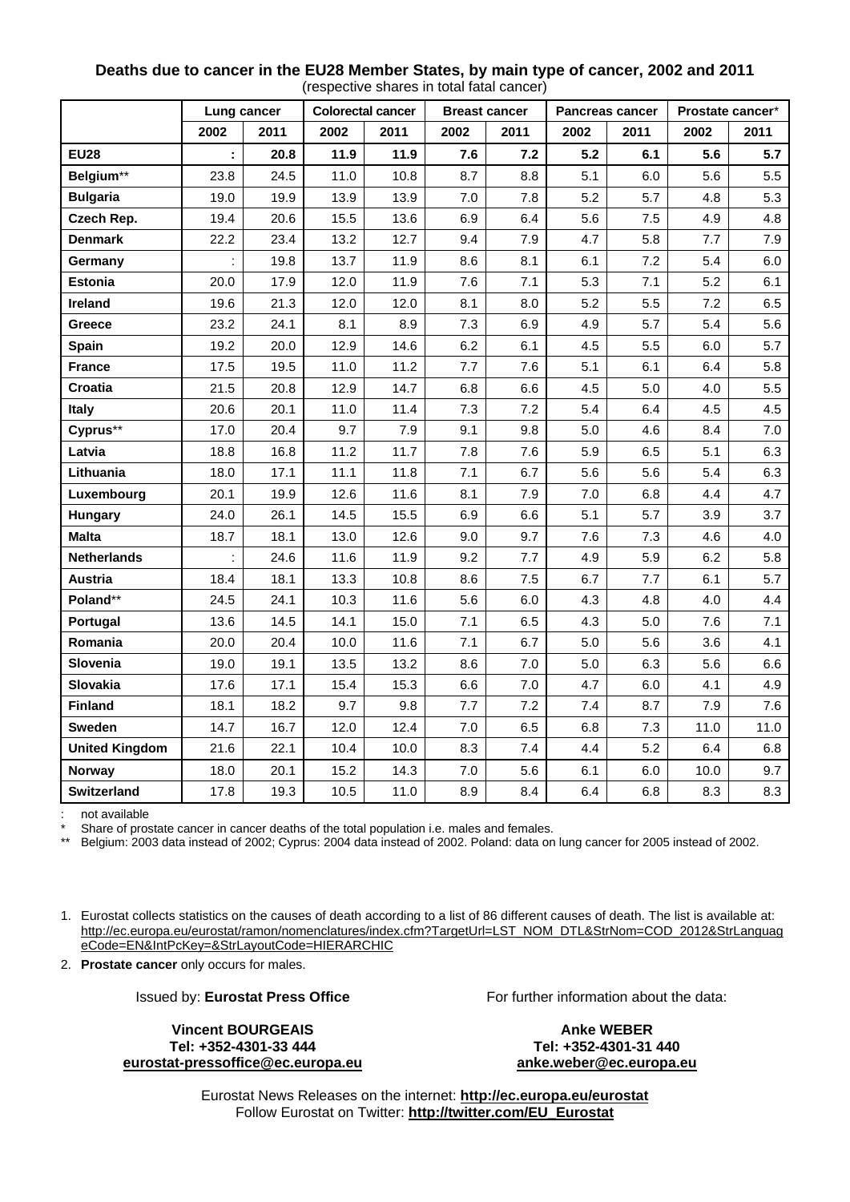**Deaths due to cancer in the EU28 Member States, by main type of cancer, 2002 and 2011**
(respective shares in total fatal cancer)

| | Lung cancer | | Colorectal cancer | | Breast cancer | | Pancreas cancer | | Prostate cancer* | |
|---|---|---|---|---|---|---|---|---|---|---|
| | 2002 | 2011 | 2002 | 2011 | 2002 | 2011 | 2002 | 2011 | 2002 | 2011 |
| **EU28** | **:** | **20.8** | **11.9** | **11.9** | **7.6** | **7.2** | **5.2** | **6.1** | **5.6** | **5.7** |
| **Belgium**** | 23.8 | 24.5 | 11.0 | 10.8 | 8.7 | 8.8 | 5.1 | 6.0 | 5.6 | 5.5 |
| **Bulgaria** | 19.0 | 19.9 | 13.9 | 13.9 | 7.0 | 7.8 | 5.2 | 5.7 | 4.8 | 5.3 |
| **Czech Rep.** | 19.4 | 20.6 | 15.5 | 13.6 | 6.9 | 6.4 | 5.6 | 7.5 | 4.9 | 4.8 |
| **Denmark** | 22.2 | 23.4 | 13.2 | 12.7 | 9.4 | 7.9 | 4.7 | 5.8 | 7.7 | 7.9 |
| **Germany** | : | 19.8 | 13.7 | 11.9 | 8.6 | 8.1 | 6.1 | 7.2 | 5.4 | 6.0 |
| **Estonia** | 20.0 | 17.9 | 12.0 | 11.9 | 7.6 | 7.1 | 5.3 | 7.1 | 5.2 | 6.1 |
| **Ireland** | 19.6 | 21.3 | 12.0 | 12.0 | 8.1 | 8.0 | 5.2 | 5.5 | 7.2 | 6.5 |
| **Greece** | 23.2 | 24.1 | 8.1 | 8.9 | 7.3 | 6.9 | 4.9 | 5.7 | 5.4 | 5.6 |
| **Spain** | 19.2 | 20.0 | 12.9 | 14.6 | 6.2 | 6.1 | 4.5 | 5.5 | 6.0 | 5.7 |
| **France** | 17.5 | 19.5 | 11.0 | 11.2 | 7.7 | 7.6 | 5.1 | 6.1 | 6.4 | 5.8 |
| **Croatia** | 21.5 | 20.8 | 12.9 | 14.7 | 6.8 | 6.6 | 4.5 | 5.0 | 4.0 | 5.5 |
| **Italy** | 20.6 | 20.1 | 11.0 | 11.4 | 7.3 | 7.2 | 5.4 | 6.4 | 4.5 | 4.5 |
| **Cyprus**** | 17.0 | 20.4 | 9.7 | 7.9 | 9.1 | 9.8 | 5.0 | 4.6 | 8.4 | 7.0 |
| **Latvia** | 18.8 | 16.8 | 11.2 | 11.7 | 7.8 | 7.6 | 5.9 | 6.5 | 5.1 | 6.3 |
| **Lithuania** | 18.0 | 17.1 | 11.1 | 11.8 | 7.1 | 6.7 | 5.6 | 5.6 | 5.4 | 6.3 |
| **Luxembourg** | 20.1 | 19.9 | 12.6 | 11.6 | 8.1 | 7.9 | 7.0 | 6.8 | 4.4 | 4.7 |
| **Hungary** | 24.0 | 26.1 | 14.5 | 15.5 | 6.9 | 6.6 | 5.1 | 5.7 | 3.9 | 3.7 |
| **Malta** | 18.7 | 18.1 | 13.0 | 12.6 | 9.0 | 9.7 | 7.6 | 7.3 | 4.6 | 4.0 |
| **Netherlands** | : | 24.6 | 11.6 | 11.9 | 9.2 | 7.7 | 4.9 | 5.9 | 6.2 | 5.8 |
| **Austria** | 18.4 | 18.1 | 13.3 | 10.8 | 8.6 | 7.5 | 6.7 | 7.7 | 6.1 | 5.7 |
| **Poland**** | 24.5 | 24.1 | 10.3 | 11.6 | 5.6 | 6.0 | 4.3 | 4.8 | 4.0 | 4.4 |
| **Portugal** | 13.6 | 14.5 | 14.1 | 15.0 | 7.1 | 6.5 | 4.3 | 5.0 | 7.6 | 7.1 |
| **Romania** | 20.0 | 20.4 | 10.0 | 11.6 | 7.1 | 6.7 | 5.0 | 5.6 | 3.6 | 4.1 |
| **Slovenia** | 19.0 | 19.1 | 13.5 | 13.2 | 8.6 | 7.0 | 5.0 | 6.3 | 5.6 | 6.6 |
| **Slovakia** | 17.6 | 17.1 | 15.4 | 15.3 | 6.6 | 7.0 | 4.7 | 6.0 | 4.1 | 4.9 |
| **Finland** | 18.1 | 18.2 | 9.7 | 9.8 | 7.7 | 7.2 | 7.4 | 8.7 | 7.9 | 7.6 |
| **Sweden** | 14.7 | 16.7 | 12.0 | 12.4 | 7.0 | 6.5 | 6.8 | 7.3 | 11.0 | 11.0 |
| **United Kingdom** | 21.6 | 22.1 | 10.4 | 10.0 | 8.3 | 7.4 | 4.4 | 5.2 | 6.4 | 6.8 |
| **Norway** | 18.0 | 20.1 | 15.2 | 14.3 | 7.0 | 5.6 | 6.1 | 6.0 | 10.0 | 9.7 |
| **Switzerland** | 17.8 | 19.3 | 10.5 | 11.0 | 8.9 | 8.4 | 6.4 | 6.8 | 8.3 | 8.3 |

: not available
* Share of prostate cancer in cancer deaths of the total population i.e. males and females.
** Belgium: 2003 data instead of 2002; Cyprus: 2004 data instead of 2002. Poland: data on lung cancer for 2005 instead of 2002.

1. Eurostat collects statistics on the causes of death according to a list of 86 different causes of death. The list is available at: http://ec.europa.eu/eurostat/ramon/nomenclatures/index.cfm?TargetUrl=LST_NOM_DTL&StrNom=COD_2012&StrLanguageCode=EN&IntPcKey=&StrLayoutCode=HIERARCHIC
2. **Prostate cancer** only occurs for males.

Issued by: **Eurostat Press Office**

**Vincent BOURGEAIS**
**Tel: +352-4301-33 444**
**eurostat-pressoffice@ec.europa.eu**

For further information about the data:

**Anke WEBER**
**Tel: +352-4301-31 440**
**anke.weber@ec.europa.eu**

Eurostat News Releases on the internet: **http://ec.europa.eu/eurostat**
Follow Eurostat on Twitter: **http://twitter.com/EU_Eurostat**